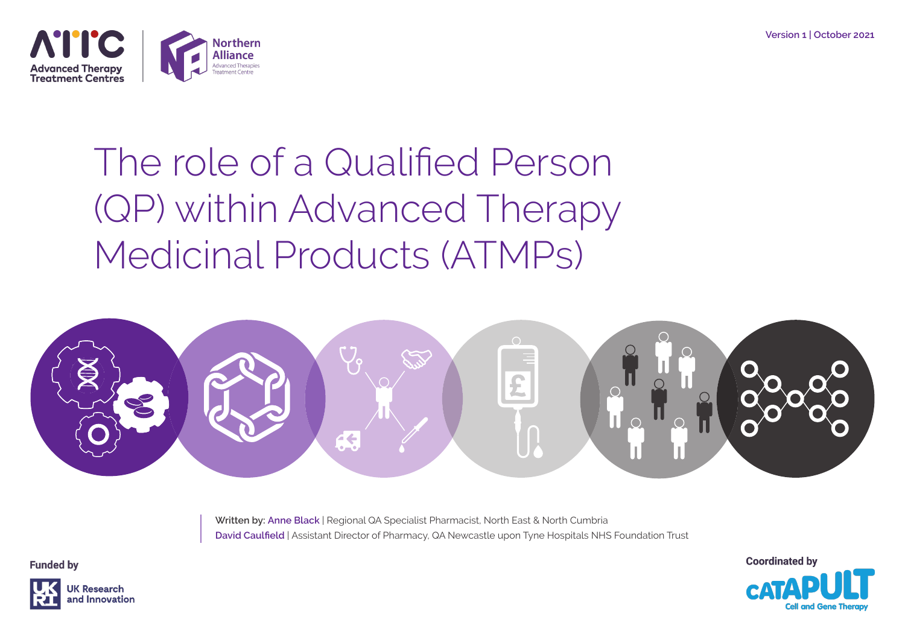Advanced Therapy Treatment Centres

Northern Alliance
Advanced Therapies Treatment Centre

Version 1 | October 2021

# The role of a Qualified Person (QP) within Advanced Therapy Medicinal Products (ATMPs)

Written by: Anne Black | Regional QA Specialist Pharmacist, North East & North Cumbria
David Caulfield | Assistant Director of Pharmacy, QA Newcastle upon Tyne Hospitals NHS Foundation Trust

Funded by
UK Research and Innovation

Coordinated by
CATAPULT Cell and Gene Therapy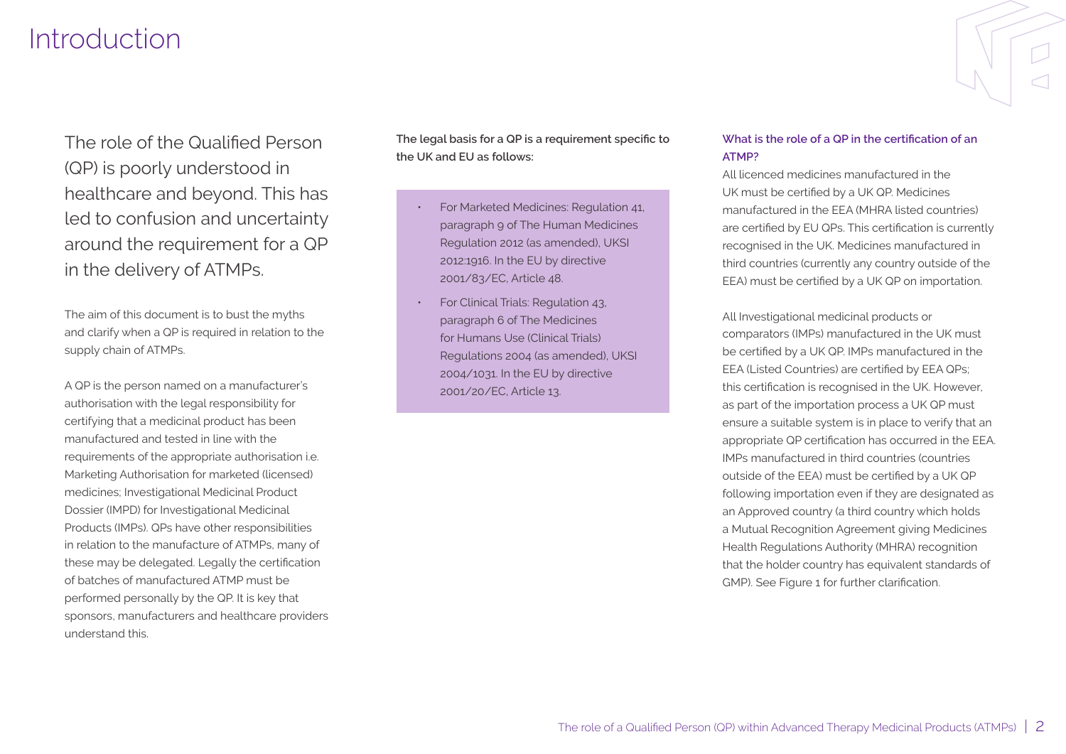# Introduction

The role of the Qualified Person (QP) is poorly understood in healthcare and beyond. This has led to confusion and uncertainty around the requirement for a QP in the delivery of ATMPs.

The aim of this document is to bust the myths and clarify when a QP is required in relation to the supply chain of ATMPs.

A QP is the person named on a manufacturer's authorisation with the legal responsibility for certifying that a medicinal product has been manufactured and tested in line with the requirements of the appropriate authorisation i.e. Marketing Authorisation for marketed (licensed) medicines; Investigational Medicinal Product Dossier (IMPD) for Investigational Medicinal Products (IMPs). QPs have other responsibilities in relation to the manufacture of ATMPs, many of these may be delegated. Legally the certification of batches of manufactured ATMP must be performed personally by the QP. It is key that sponsors, manufacturers and healthcare providers understand this.

**The legal basis for a QP is a requirement specific to the UK and EU as follows:**

- For Marketed Medicines: Regulation 41, paragraph 9 of The Human Medicines Regulation 2012 (as amended), UKSI 2012:1916. In the EU by directive 2001/83/EC, Article 48.
- For Clinical Trials: Regulation 43, paragraph 6 of The Medicines for Humans Use (Clinical Trials) Regulations 2004 (as amended), UKSI 2004/1031. In the EU by directive 2001/20/EC, Article 13.

### What is the role of a QP in the certification of an ATMP?

All licenced medicines manufactured in the UK must be certified by a UK QP. Medicines manufactured in the EEA (MHRA listed countries) are certified by EU QPs. This certification is currently recognised in the UK. Medicines manufactured in third countries (currently any country outside of the EEA) must be certified by a UK QP on importation.

All Investigational medicinal products or comparators (IMPs) manufactured in the UK must be certified by a UK QP. IMPs manufactured in the EEA (Listed Countries) are certified by EEA QPs; this certification is recognised in the UK. However, as part of the importation process a UK QP must ensure a suitable system is in place to verify that an appropriate QP certification has occurred in the EEA. IMPs manufactured in third countries (countries outside of the EEA) must be certified by a UK QP following importation even if they are designated as an Approved country (a third country which holds a Mutual Recognition Agreement giving Medicines Health Regulations Authority (MHRA) recognition that the holder country has equivalent standards of GMP). See Figure 1 for further clarification.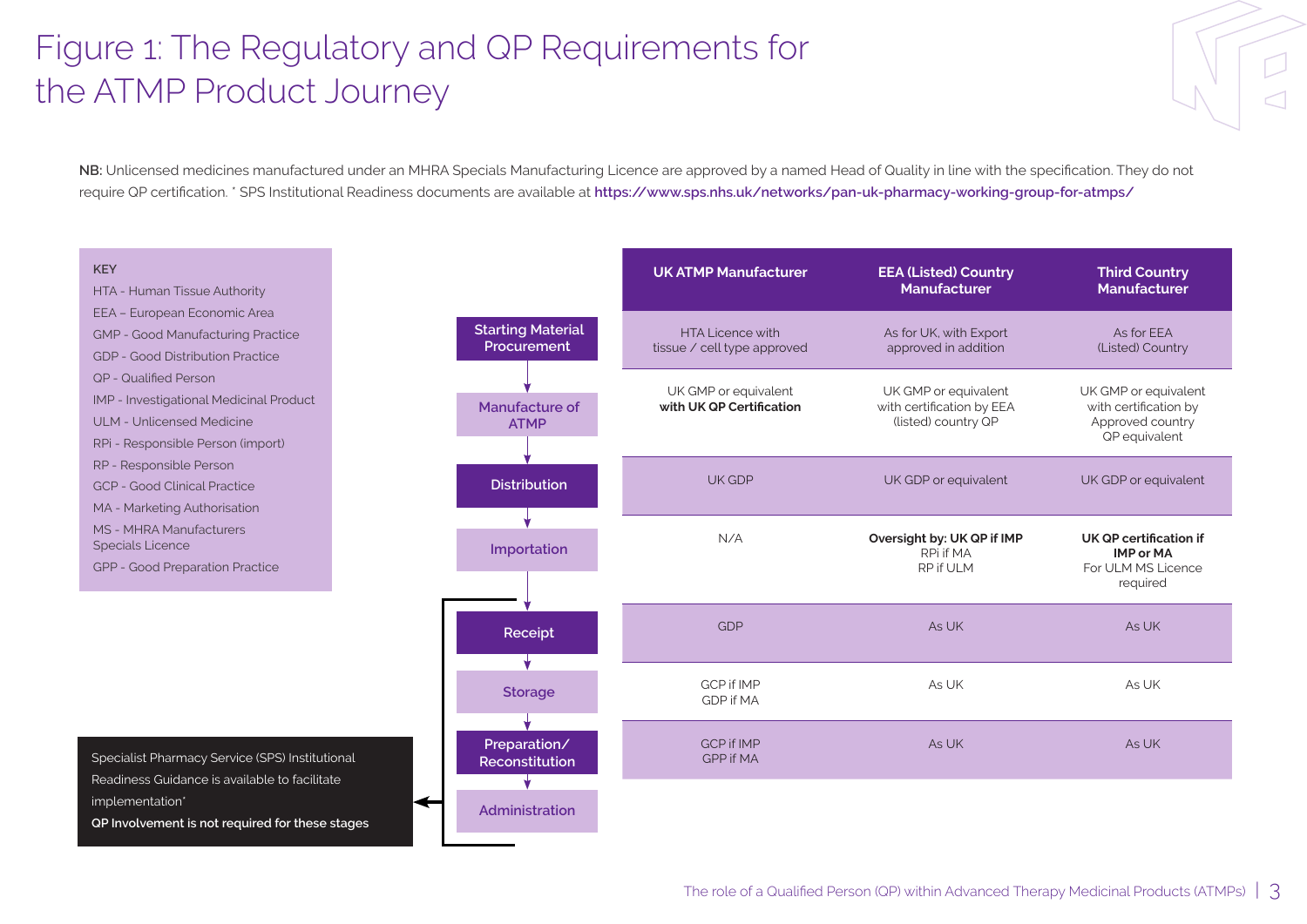# Figure 1: The Regulatory and QP Requirements for the ATMP Product Journey

**NB:** Unlicensed medicines manufactured under an MHRA Specials Manufacturing Licence are approved by a named Head of Quality in line with the specification. They do not require QP certification. * SPS Institutional Readiness documents are available at **https://www.sps.nhs.uk/networks/pan-uk-pharmacy-working-group-for-atmps/**

**KEY**

- HTA - Human Tissue Authority
- EEA – European Economic Area
- GMP - Good Manufacturing Practice
- GDP - Good Distribution Practice
- QP - Qualified Person
- IMP - Investigational Medicinal Product
- ULM - Unlicensed Medicine
- RPi - Responsible Person (import)
- RP - Responsible Person
- GCP - Good Clinical Practice
- MA - Marketing Authorisation
- MS - MHRA Manufacturers Specials Licence
- GPP - Good Preparation Practice

| Stage | UK ATMP Manufacturer | EEA (Listed) Country Manufacturer | Third Country Manufacturer |
|---|---|---|---|
| Starting Material Procurement | HTA Licence with tissue / cell type approved | As for UK, with Export approved in addition | As for EEA (Listed) Country |
| Manufacture of ATMP | UK GMP or equivalent **with UK QP Certification** | UK GMP or equivalent with certification by EEA (listed) country QP | UK GMP or equivalent with certification by Approved country QP equivalent |
| Distribution | UK GDP | UK GDP or equivalent | UK GDP or equivalent |
| Importation | N/A | **Oversight by: UK QP if IMP** RPi if MA RP if ULM | **UK QP certification if IMP or MA** For ULM MS Licence required |
| Receipt | GDP | As UK | As UK |
| Storage | GCP if IMP GDP if MA | As UK | As UK |
| Preparation/ Reconstitution | GCP if IMP GPP if MA | As UK | As UK |
| Administration | | | |

Specialist Pharmacy Service (SPS) Institutional Readiness Guidance is available to facilitate implementation*

**QP Involvement is not required for these stages** (Receipt, Storage, Preparation/Reconstitution, Administration)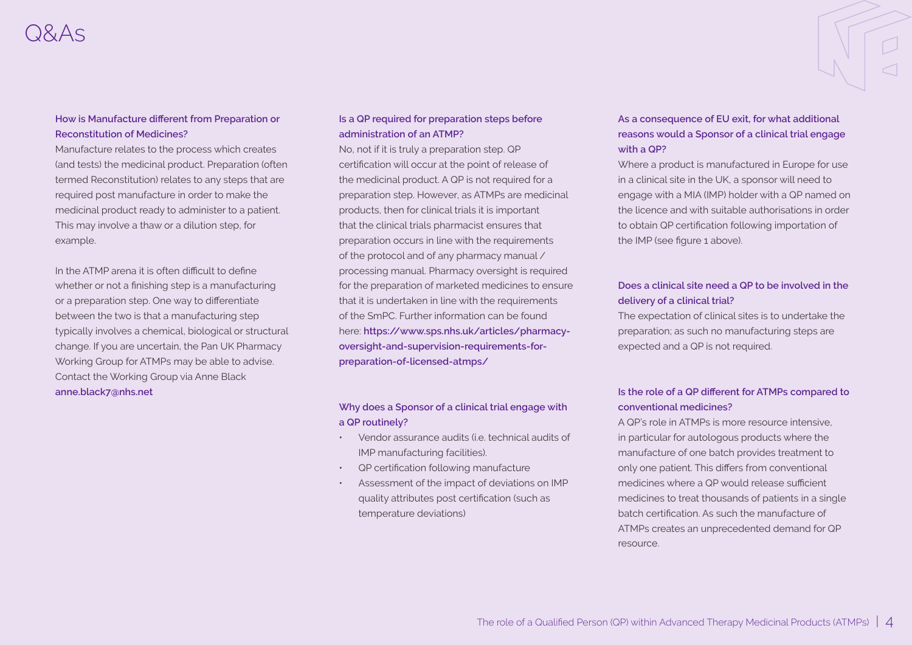# Q&As

### How is Manufacture different from Preparation or Reconstitution of Medicines?

Manufacture relates to the process which creates (and tests) the medicinal product. Preparation (often termed Reconstitution) relates to any steps that are required post manufacture in order to make the medicinal product ready to administer to a patient. This may involve a thaw or a dilution step, for example.

In the ATMP arena it is often difficult to define whether or not a finishing step is a manufacturing or a preparation step. One way to differentiate between the two is that a manufacturing step typically involves a chemical, biological or structural change. If you are uncertain, the Pan UK Pharmacy Working Group for ATMPs may be able to advise. Contact the Working Group via Anne Black **anne.black7@nhs.net**

### Is a QP required for preparation steps before administration of an ATMP?

No, not if it is truly a preparation step. QP certification will occur at the point of release of the medicinal product. A QP is not required for a preparation step. However, as ATMPs are medicinal products, then for clinical trials it is important that the clinical trials pharmacist ensures that preparation occurs in line with the requirements of the protocol and of any pharmacy manual / processing manual. Pharmacy oversight is required for the preparation of marketed medicines to ensure that it is undertaken in line with the requirements of the SmPC. Further information can be found here: **https://www.sps.nhs.uk/articles/pharmacy-oversight-and-supervision-requirements-for-preparation-of-licensed-atmps/**

### Why does a Sponsor of a clinical trial engage with a QP routinely?

- Vendor assurance audits (i.e. technical audits of IMP manufacturing facilities).
- QP certification following manufacture
- Assessment of the impact of deviations on IMP quality attributes post certification (such as temperature deviations)

### As a consequence of EU exit, for what additional reasons would a Sponsor of a clinical trial engage with a QP?

Where a product is manufactured in Europe for use in a clinical site in the UK, a sponsor will need to engage with a MIA (IMP) holder with a QP named on the licence and with suitable authorisations in order to obtain QP certification following importation of the IMP (see figure 1 above).

### Does a clinical site need a QP to be involved in the delivery of a clinical trial?

The expectation of clinical sites is to undertake the preparation; as such no manufacturing steps are expected and a QP is not required.

### Is the role of a QP different for ATMPs compared to conventional medicines?

A QP's role in ATMPs is more resource intensive, in particular for autologous products where the manufacture of one batch provides treatment to only one patient. This differs from conventional medicines where a QP would release sufficient medicines to treat thousands of patients in a single batch certification. As such the manufacture of ATMPs creates an unprecedented demand for QP resource.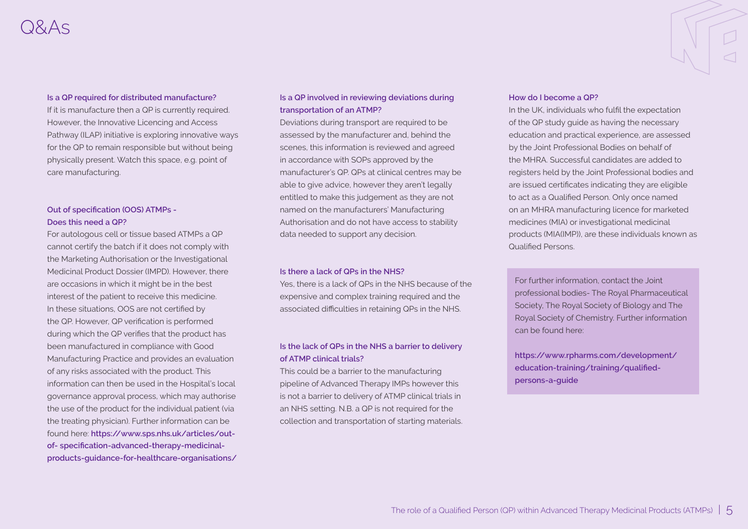# Q&As

### Is a QP required for distributed manufacture?

If it is manufacture then a QP is currently required. However, the Innovative Licencing and Access Pathway (ILAP) initiative is exploring innovative ways for the QP to remain responsible but without being physically present. Watch this space, e.g. point of care manufacturing.

### Out of specification (OOS) ATMPs - Does this need a QP?

For autologous cell or tissue based ATMPs a QP cannot certify the batch if it does not comply with the Marketing Authorisation or the Investigational Medicinal Product Dossier (IMPD). However, there are occasions in which it might be in the best interest of the patient to receive this medicine. In these situations, OOS are not certified by the QP. However, QP verification is performed during which the QP verifies that the product has been manufactured in compliance with Good Manufacturing Practice and provides an evaluation of any risks associated with the product. This information can then be used in the Hospital's local governance approval process, which may authorise the use of the product for the individual patient (via the treating physician). Further information can be found here: **https://www.sps.nhs.uk/articles/out-of- specification-advanced-therapy-medicinal-products-guidance-for-healthcare-organisations/**

### Is a QP involved in reviewing deviations during transportation of an ATMP?

Deviations during transport are required to be assessed by the manufacturer and, behind the scenes, this information is reviewed and agreed in accordance with SOPs approved by the manufacturer's QP. QPs at clinical centres may be able to give advice, however they aren't legally entitled to make this judgement as they are not named on the manufacturers' Manufacturing Authorisation and do not have access to stability data needed to support any decision.

### Is there a lack of QPs in the NHS?

Yes, there is a lack of QPs in the NHS because of the expensive and complex training required and the associated difficulties in retaining QPs in the NHS.

### Is the lack of QPs in the NHS a barrier to delivery of ATMP clinical trials?

This could be a barrier to the manufacturing pipeline of Advanced Therapy IMPs however this is not a barrier to delivery of ATMP clinical trials in an NHS setting. N.B. a QP is not required for the collection and transportation of starting materials.

### How do I become a QP?

In the UK, individuals who fulfil the expectation of the QP study guide as having the necessary education and practical experience, are assessed by the Joint Professional Bodies on behalf of the MHRA. Successful candidates are added to registers held by the Joint Professional bodies and are issued certificates indicating they are eligible to act as a Qualified Person. Only once named on an MHRA manufacturing licence for marketed medicines (MIA) or investigational medicinal products (MIA(IMP)), are these individuals known as Qualified Persons.

For further information, contact the Joint professional bodies- The Royal Pharmaceutical Society, The Royal Society of Biology and The Royal Society of Chemistry. Further information can be found here:

**https://www.rpharms.com/development/education-training/training/qualified-persons-a-guide**